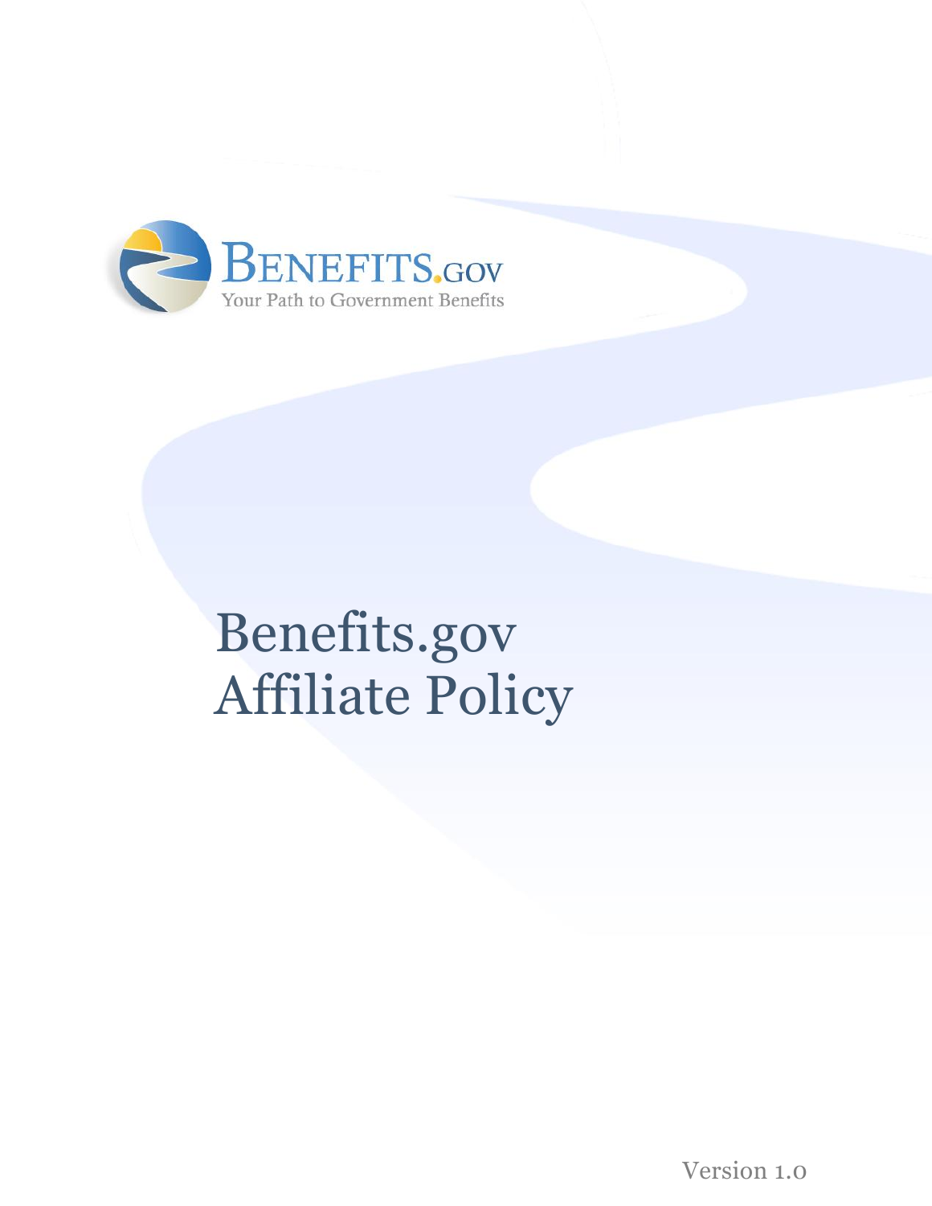BENEFITS.GOV

Your Path to Government Benefits

# Benefits.gov Affiliate Policy

Version 1.0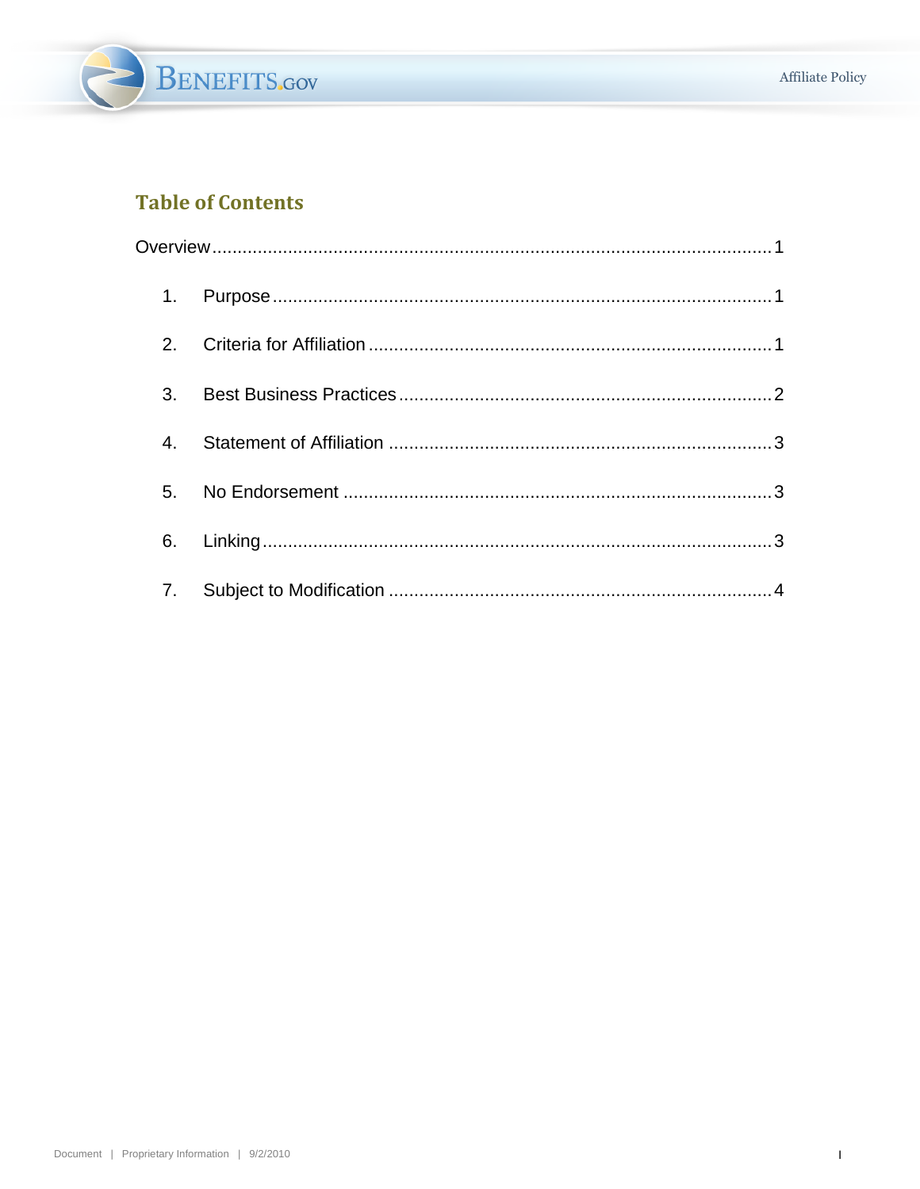## Table of Contents

Overview ........................................................................................................ 1

1. Purpose ........................................................................................................ 1
2. Criteria for Affiliation ..................................................................................... 1
3. Best Business Practices ................................................................................ 2
4. Statement of Affiliation .................................................................................. 3
5. No Endorsement ............................................................................................ 3
6. Linking .......................................................................................................... 3
7. Subject to Modification .................................................................................. 4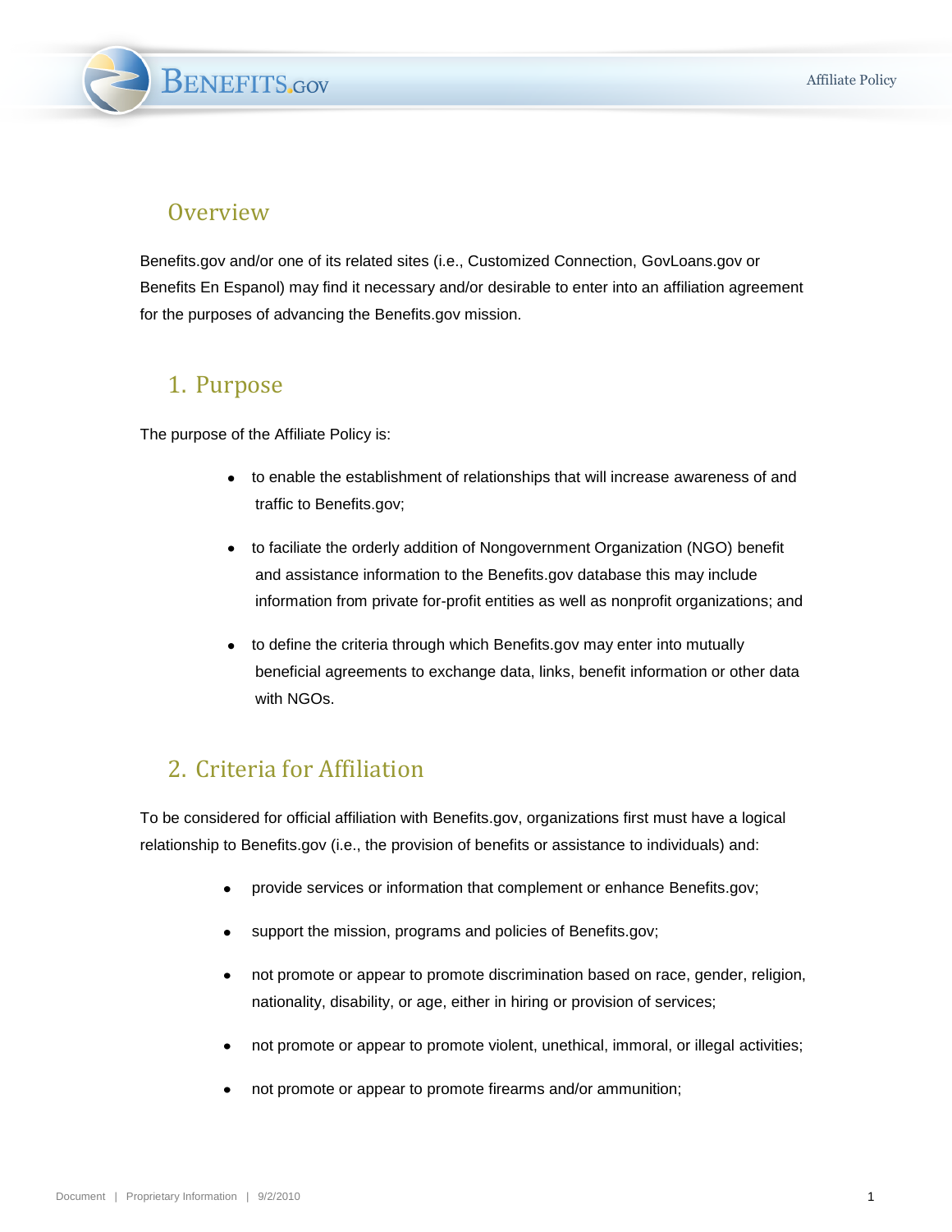## Overview

Benefits.gov and/or one of its related sites (i.e., Customized Connection, GovLoans.gov or Benefits En Espanol) may find it necessary and/or desirable to enter into an affiliation agreement for the purposes of advancing the Benefits.gov mission.

## 1. Purpose

The purpose of the Affiliate Policy is:

- to enable the establishment of relationships that will increase awareness of and traffic to Benefits.gov;
- to faciliate the orderly addition of Nongovernment Organization (NGO) benefit and assistance information to the Benefits.gov database this may include information from private for-profit entities as well as nonprofit organizations; and
- to define the criteria through which Benefits.gov may enter into mutually beneficial agreements to exchange data, links, benefit information or other data with NGOs.

## 2. Criteria for Affiliation

To be considered for official affiliation with Benefits.gov, organizations first must have a logical relationship to Benefits.gov (i.e., the provision of benefits or assistance to individuals) and:

- provide services or information that complement or enhance Benefits.gov;
- support the mission, programs and policies of Benefits.gov;
- not promote or appear to promote discrimination based on race, gender, religion, nationality, disability, or age, either in hiring or provision of services;
- not promote or appear to promote violent, unethical, immoral, or illegal activities;
- not promote or appear to promote firearms and/or ammunition;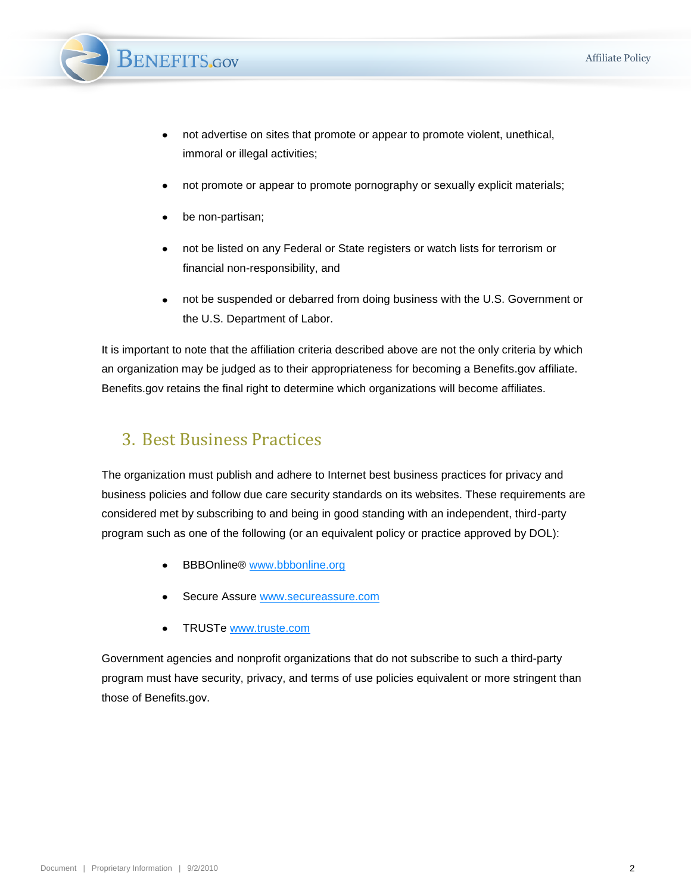- not advertise on sites that promote or appear to promote violent, unethical, immoral or illegal activities;
- not promote or appear to promote pornography or sexually explicit materials;
- be non-partisan;
- not be listed on any Federal or State registers or watch lists for terrorism or financial non-responsibility, and
- not be suspended or debarred from doing business with the U.S. Government or the U.S. Department of Labor.

It is important to note that the affiliation criteria described above are not the only criteria by which an organization may be judged as to their appropriateness for becoming a Benefits.gov affiliate. Benefits.gov retains the final right to determine which organizations will become affiliates.

## 3. Best Business Practices

The organization must publish and adhere to Internet best business practices for privacy and business policies and follow due care security standards on its websites. These requirements are considered met by subscribing to and being in good standing with an independent, third-party program such as one of the following (or an equivalent policy or practice approved by DOL):

- BBBOnline® [www.bbbonline.org](www.bbbonline.org)
- Secure Assure [www.secureassure.com](www.secureassure.com)
- TRUSTe [www.truste.com](www.truste.com)

Government agencies and nonprofit organizations that do not subscribe to such a third-party program must have security, privacy, and terms of use policies equivalent or more stringent than those of Benefits.gov.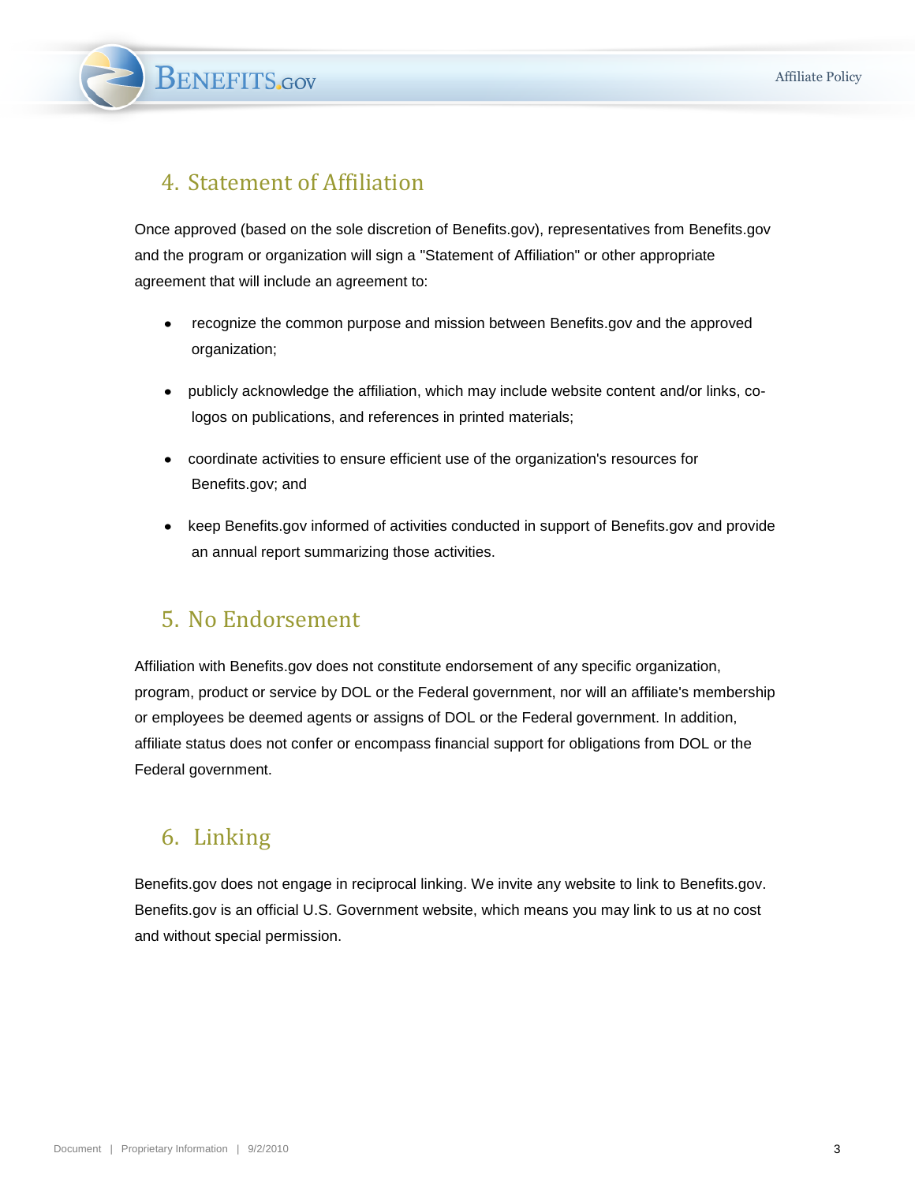## 4. Statement of Affiliation

Once approved (based on the sole discretion of Benefits.gov), representatives from Benefits.gov and the program or organization will sign a "Statement of Affiliation" or other appropriate agreement that will include an agreement to:

- recognize the common purpose and mission between Benefits.gov and the approved organization;
- publicly acknowledge the affiliation, which may include website content and/or links, co-logos on publications, and references in printed materials;
- coordinate activities to ensure efficient use of the organization's resources for Benefits.gov; and
- keep Benefits.gov informed of activities conducted in support of Benefits.gov and provide an annual report summarizing those activities.

## 5. No Endorsement

Affiliation with Benefits.gov does not constitute endorsement of any specific organization, program, product or service by DOL or the Federal government, nor will an affiliate's membership or employees be deemed agents or assigns of DOL or the Federal government. In addition, affiliate status does not confer or encompass financial support for obligations from DOL or the Federal government.

## 6. Linking

Benefits.gov does not engage in reciprocal linking. We invite any website to link to Benefits.gov. Benefits.gov is an official U.S. Government website, which means you may link to us at no cost and without special permission.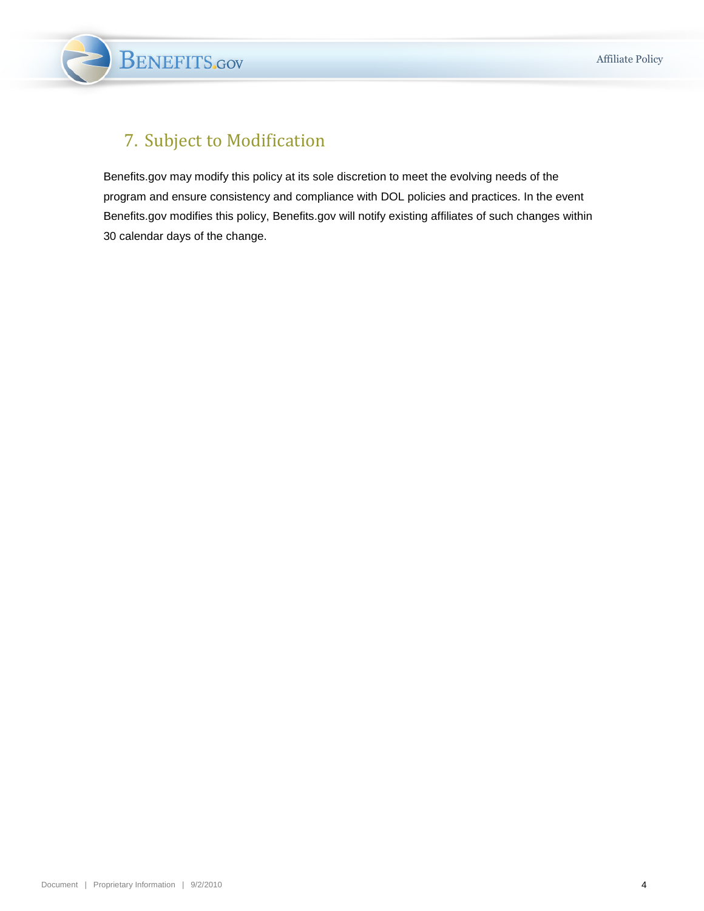## 7. Subject to Modification

Benefits.gov may modify this policy at its sole discretion to meet the evolving needs of the program and ensure consistency and compliance with DOL policies and practices. In the event Benefits.gov modifies this policy, Benefits.gov will notify existing affiliates of such changes within 30 calendar days of the change.